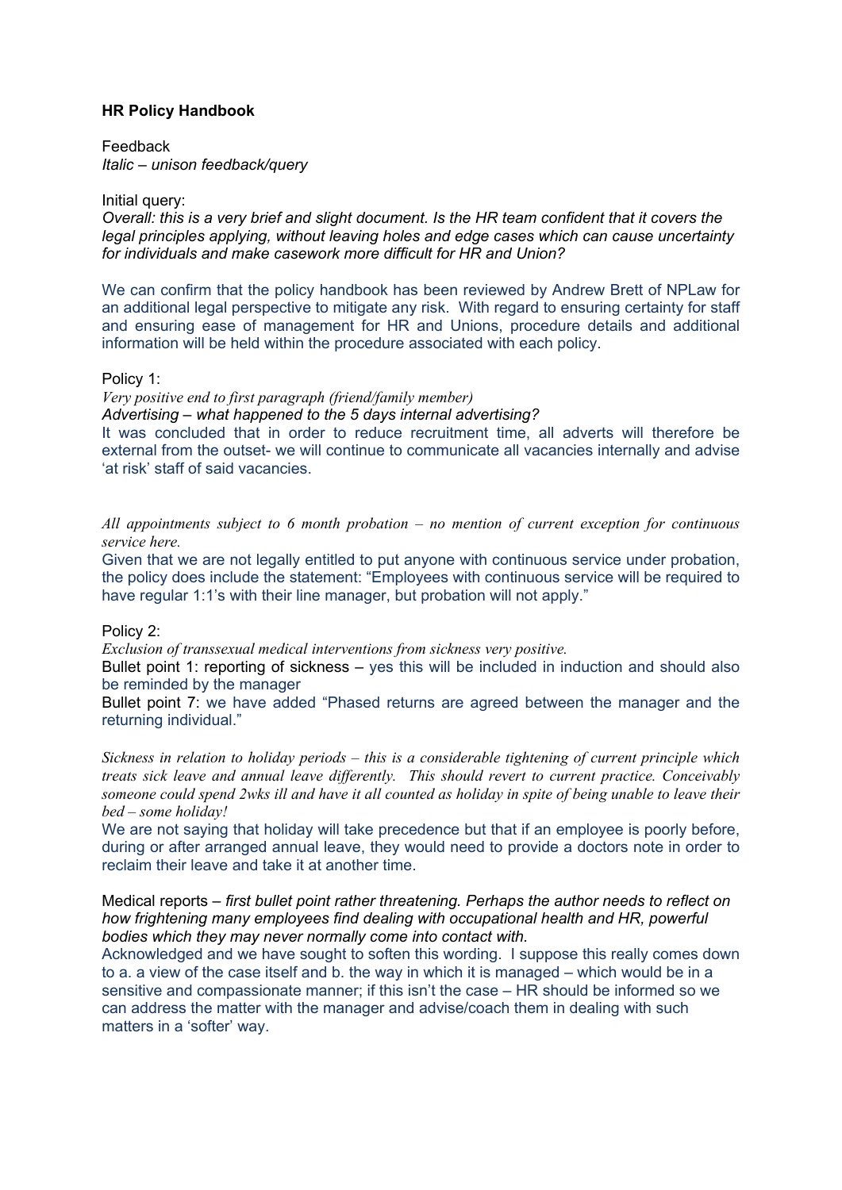**HR Policy Handbook**

Feedback
*Italic – unison feedback/query*

Initial query:
*Overall: this is a very brief and slight document. Is the HR team confident that it covers the legal principles applying, without leaving holes and edge cases which can cause uncertainty for individuals and make casework more difficult for HR and Union?*

We can confirm that the policy handbook has been reviewed by Andrew Brett of NPLaw for an additional legal perspective to mitigate any risk. With regard to ensuring certainty for staff and ensuring ease of management for HR and Unions, procedure details and additional information will be held within the procedure associated with each policy.

Policy 1:
*Very positive end to first paragraph (friend/family member)*
*Advertising – what happened to the 5 days internal advertising?*
It was concluded that in order to reduce recruitment time, all adverts will therefore be external from the outset- we will continue to communicate all vacancies internally and advise 'at risk' staff of said vacancies.

*All appointments subject to 6 month probation – no mention of current exception for continuous service here.*
Given that we are not legally entitled to put anyone with continuous service under probation, the policy does include the statement: "Employees with continuous service will be required to have regular 1:1's with their line manager, but probation will not apply."

Policy 2:
*Exclusion of transsexual medical interventions from sickness very positive.*
Bullet point 1: reporting of sickness – yes this will be included in induction and should also be reminded by the manager
Bullet point 7: we have added "Phased returns are agreed between the manager and the returning individual."

*Sickness in relation to holiday periods – this is a considerable tightening of current principle which treats sick leave and annual leave differently. This should revert to current practice. Conceivably someone could spend 2wks ill and have it all counted as holiday in spite of being unable to leave their bed – some holiday!*
We are not saying that holiday will take precedence but that if an employee is poorly before, during or after arranged annual leave, they would need to provide a doctors note in order to reclaim their leave and take it at another time.

Medical reports – *first bullet point rather threatening. Perhaps the author needs to reflect on how frightening many employees find dealing with occupational health and HR, powerful bodies which they may never normally come into contact with.*
Acknowledged and we have sought to soften this wording. I suppose this really comes down to a. a view of the case itself and b. the way in which it is managed – which would be in a sensitive and compassionate manner; if this isn't the case – HR should be informed so we can address the matter with the manager and advise/coach them in dealing with such matters in a 'softer' way.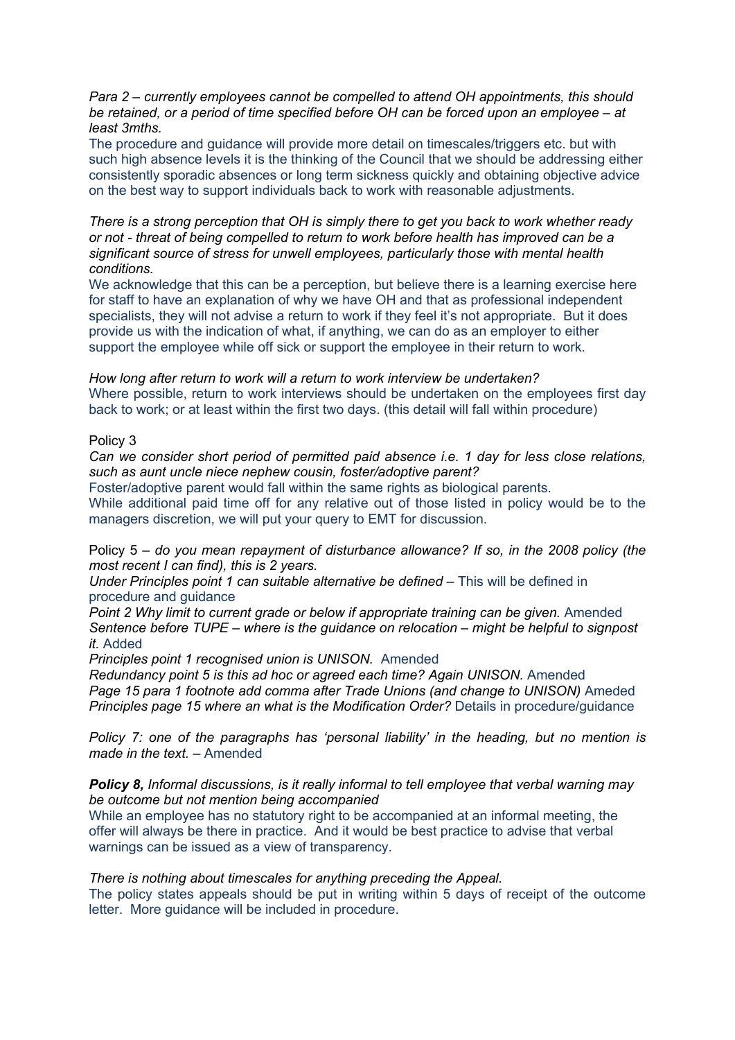*Para 2 – currently employees cannot be compelled to attend OH appointments, this should be retained, or a period of time specified before OH can be forced upon an employee – at least 3mths.*

The procedure and guidance will provide more detail on timescales/triggers etc. but with such high absence levels it is the thinking of the Council that we should be addressing either consistently sporadic absences or long term sickness quickly and obtaining objective advice on the best way to support individuals back to work with reasonable adjustments.

*There is a strong perception that OH is simply there to get you back to work whether ready or not - threat of being compelled to return to work before health has improved can be a significant source of stress for unwell employees, particularly those with mental health conditions.*

We acknowledge that this can be a perception, but believe there is a learning exercise here for staff to have an explanation of why we have OH and that as professional independent specialists, they will not advise a return to work if they feel it's not appropriate. But it does provide us with the indication of what, if anything, we can do as an employer to either support the employee while off sick or support the employee in their return to work.

*How long after return to work will a return to work interview be undertaken?*

Where possible, return to work interviews should be undertaken on the employees first day back to work; or at least within the first two days. (this detail will fall within procedure)

Policy 3

*Can we consider short period of permitted paid absence i.e. 1 day for less close relations, such as aunt uncle niece nephew cousin, foster/adoptive parent?*

Foster/adoptive parent would fall within the same rights as biological parents.

While additional paid time off for any relative out of those listed in policy would be to the managers discretion, we will put your query to EMT for discussion.

Policy 5 – *do you mean repayment of disturbance allowance? If so, in the 2008 policy (the most recent I can find), this is 2 years.*

*Under Principles point 1 can suitable alternative be defined* – This will be defined in procedure and guidance

*Point 2 Why limit to current grade or below if appropriate training can be given.* Amended

*Sentence before TUPE – where is the guidance on relocation – might be helpful to signpost it.* Added

*Principles point 1 recognised union is UNISON.* Amended

*Redundancy point 5 is this ad hoc or agreed each time? Again UNISON.* Amended

*Page 15 para 1 footnote add comma after Trade Unions (and change to UNISON)* Ameded

*Principles page 15 where an what is the Modification Order?* Details in procedure/guidance

*Policy 7: one of the paragraphs has 'personal liability' in the heading, but no mention is made in the text.* – Amended

***Policy 8,*** *Informal discussions, is it really informal to tell employee that verbal warning may be outcome but not mention being accompanied*

While an employee has no statutory right to be accompanied at an informal meeting, the offer will always be there in practice. And it would be best practice to advise that verbal warnings can be issued as a view of transparency.

*There is nothing about timescales for anything preceding the Appeal.*

The policy states appeals should be put in writing within 5 days of receipt of the outcome letter. More guidance will be included in procedure.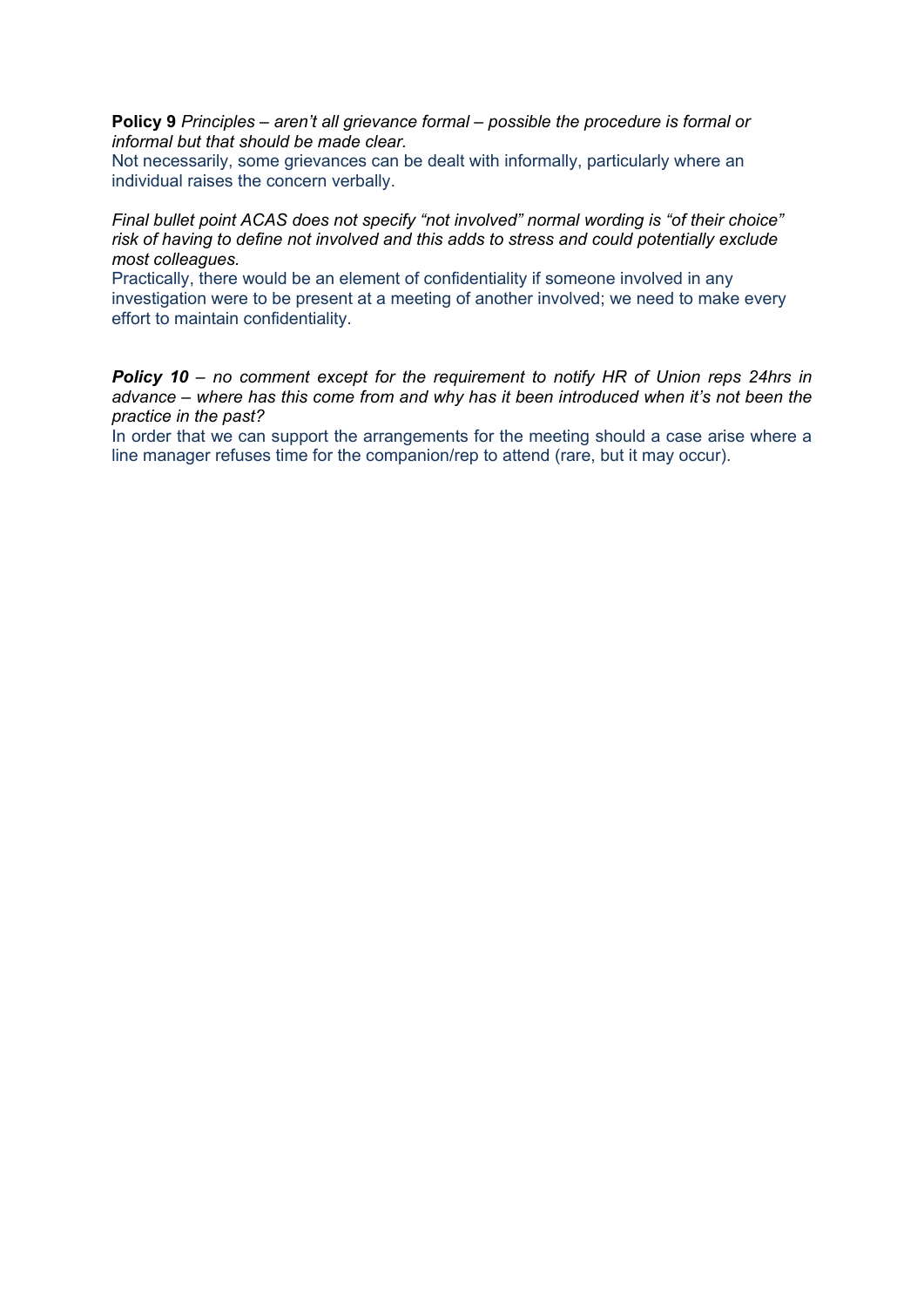**Policy 9** *Principles – aren't all grievance formal – possible the procedure is formal or informal but that should be made clear.*
Not necessarily, some grievances can be dealt with informally, particularly where an individual raises the concern verbally.

*Final bullet point ACAS does not specify "not involved" normal wording is "of their choice" risk of having to define not involved and this adds to stress and could potentially exclude most colleagues.*
Practically, there would be an element of confidentiality if someone involved in any investigation were to be present at a meeting of another involved; we need to make every effort to maintain confidentiality.

***Policy 10*** *– no comment except for the requirement to notify HR of Union reps 24hrs in advance – where has this come from and why has it been introduced when it's not been the practice in the past?*
In order that we can support the arrangements for the meeting should a case arise where a line manager refuses time for the companion/rep to attend (rare, but it may occur).